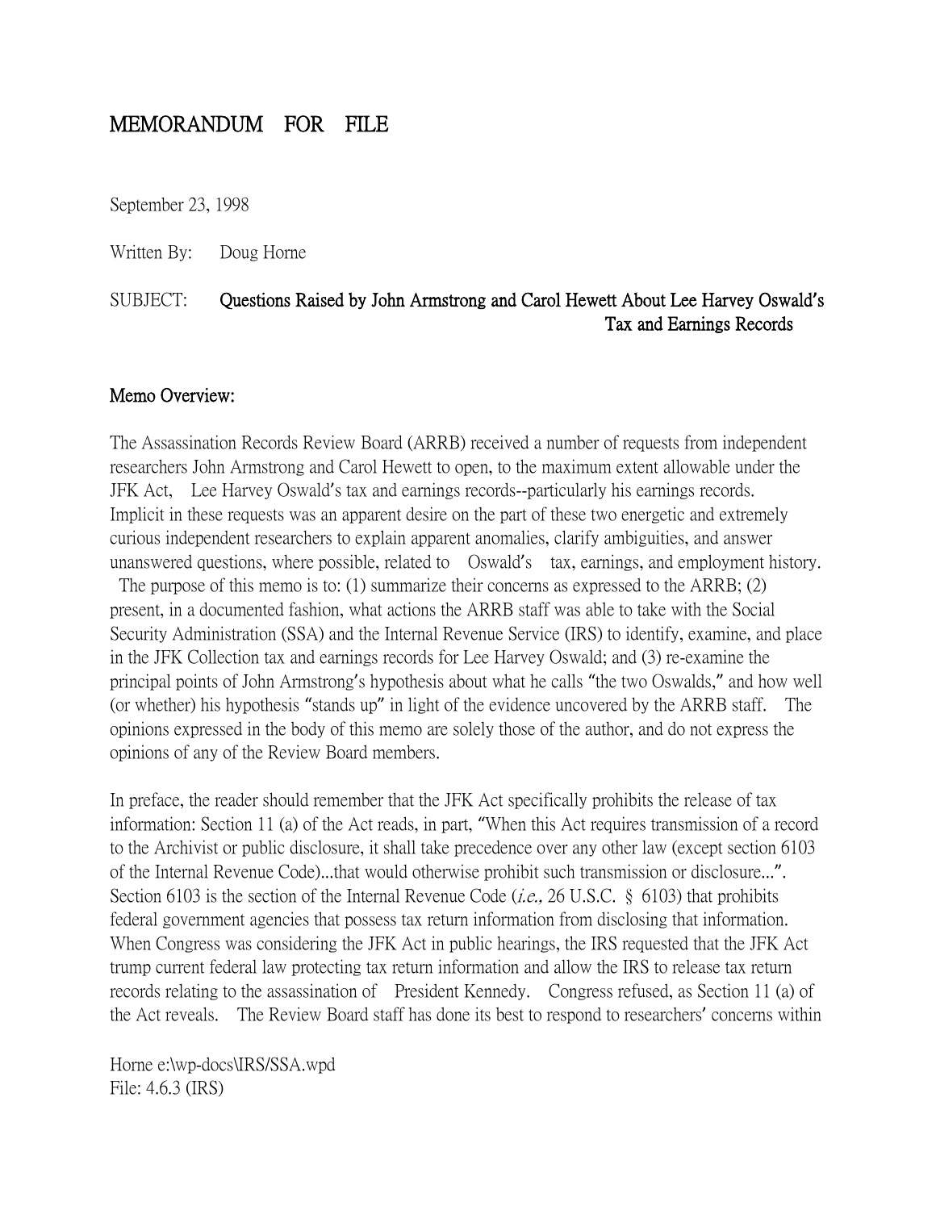# MEMORANDUM FOR FILE

September 23, 1998

Written By: Doug Horne

SUBJECT: **Questions Raised by John Armstrong and Carol Hewett About Lee Harvey Oswald's Tax and Earnings Records**

**Memo Overview:**

The Assassination Records Review Board (ARRB) received a number of requests from independent researchers John Armstrong and Carol Hewett to open, to the maximum extent allowable under the JFK Act, Lee Harvey Oswald's tax and earnings records--particularly his earnings records. Implicit in these requests was an apparent desire on the part of these two energetic and extremely curious independent researchers to explain apparent anomalies, clarify ambiguities, and answer unanswered questions, where possible, related to Oswald's tax, earnings, and employment history. The purpose of this memo is to: (1) summarize their concerns as expressed to the ARRB; (2) present, in a documented fashion, what actions the ARRB staff was able to take with the Social Security Administration (SSA) and the Internal Revenue Service (IRS) to identify, examine, and place in the JFK Collection tax and earnings records for Lee Harvey Oswald; and (3) re-examine the principal points of John Armstrong's hypothesis about what he calls "the two Oswalds," and how well (or whether) his hypothesis "stands up" in light of the evidence uncovered by the ARRB staff. The opinions expressed in the body of this memo are solely those of the author, and do not express the opinions of any of the Review Board members.

In preface, the reader should remember that the JFK Act specifically prohibits the release of tax information: Section 11 (a) of the Act reads, in part, "When this Act requires transmission of a record to the Archivist or public disclosure, it shall take precedence over any other law (except section 6103 of the Internal Revenue Code)...that would otherwise prohibit such transmission or disclosure...". Section 6103 is the section of the Internal Revenue Code (*i.e.,* 26 U.S.C. § 6103) that prohibits federal government agencies that possess tax return information from disclosing that information. When Congress was considering the JFK Act in public hearings, the IRS requested that the JFK Act trump current federal law protecting tax return information and allow the IRS to release tax return records relating to the assassination of President Kennedy. Congress refused, as Section 11 (a) of the Act reveals. The Review Board staff has done its best to respond to researchers' concerns within

Horne e:\wp-docs\IRS/SSA.wpd
File: 4.6.3 (IRS)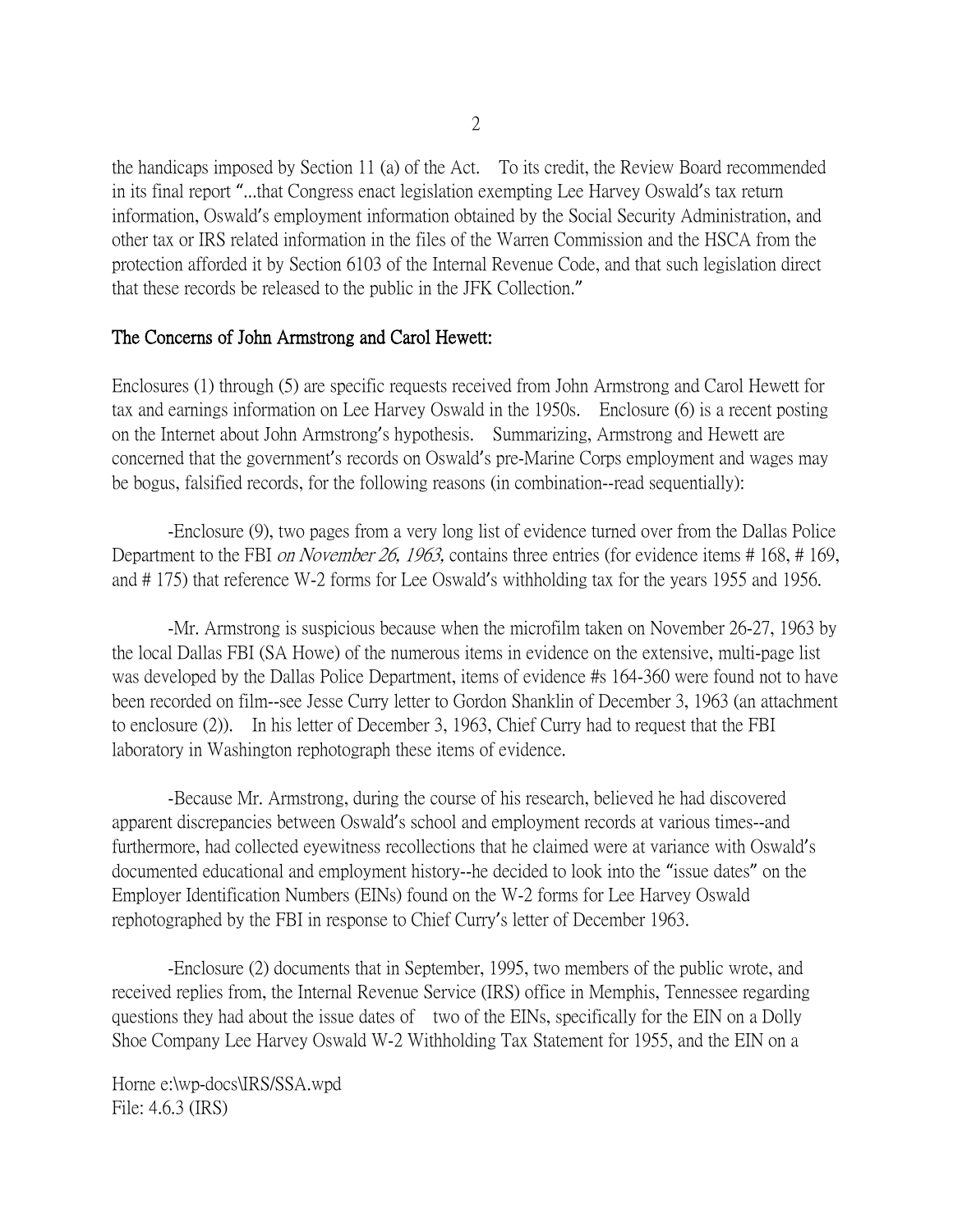the handicaps imposed by Section 11 (a) of the Act. To its credit, the Review Board recommended in its final report "...that Congress enact legislation exempting Lee Harvey Oswald's tax return information, Oswald's employment information obtained by the Social Security Administration, and other tax or IRS related information in the files of the Warren Commission and the HSCA from the protection afforded it by Section 6103 of the Internal Revenue Code, and that such legislation direct that these records be released to the public in the JFK Collection."

**The Concerns of John Armstrong and Carol Hewett:**

Enclosures (1) through (5) are specific requests received from John Armstrong and Carol Hewett for tax and earnings information on Lee Harvey Oswald in the 1950s. Enclosure (6) is a recent posting on the Internet about John Armstrong's hypothesis. Summarizing, Armstrong and Hewett are concerned that the government's records on Oswald's pre-Marine Corps employment and wages may be bogus, falsified records, for the following reasons (in combination--read sequentially):

-Enclosure (9), two pages from a very long list of evidence turned over from the Dallas Police Department to the FBI *on November 26, 1963,* contains three entries (for evidence items # 168, # 169, and # 175) that reference W-2 forms for Lee Oswald's withholding tax for the years 1955 and 1956.

-Mr. Armstrong is suspicious because when the microfilm taken on November 26-27, 1963 by the local Dallas FBI (SA Howe) of the numerous items in evidence on the extensive, multi-page list was developed by the Dallas Police Department, items of evidence #s 164-360 were found not to have been recorded on film--see Jesse Curry letter to Gordon Shanklin of December 3, 1963 (an attachment to enclosure (2)). In his letter of December 3, 1963, Chief Curry had to request that the FBI laboratory in Washington rephotograph these items of evidence.

-Because Mr. Armstrong, during the course of his research, believed he had discovered apparent discrepancies between Oswald's school and employment records at various times--and furthermore, had collected eyewitness recollections that he claimed were at variance with Oswald's documented educational and employment history--he decided to look into the "issue dates" on the Employer Identification Numbers (EINs) found on the W-2 forms for Lee Harvey Oswald rephotographed by the FBI in response to Chief Curry's letter of December 1963.

-Enclosure (2) documents that in September, 1995, two members of the public wrote, and received replies from, the Internal Revenue Service (IRS) office in Memphis, Tennessee regarding questions they had about the issue dates of two of the EINs, specifically for the EIN on a Dolly Shoe Company Lee Harvey Oswald W-2 Withholding Tax Statement for 1955, and the EIN on a

Horne e:\wp-docs\IRS/SSA.wpd
File: 4.6.3 (IRS)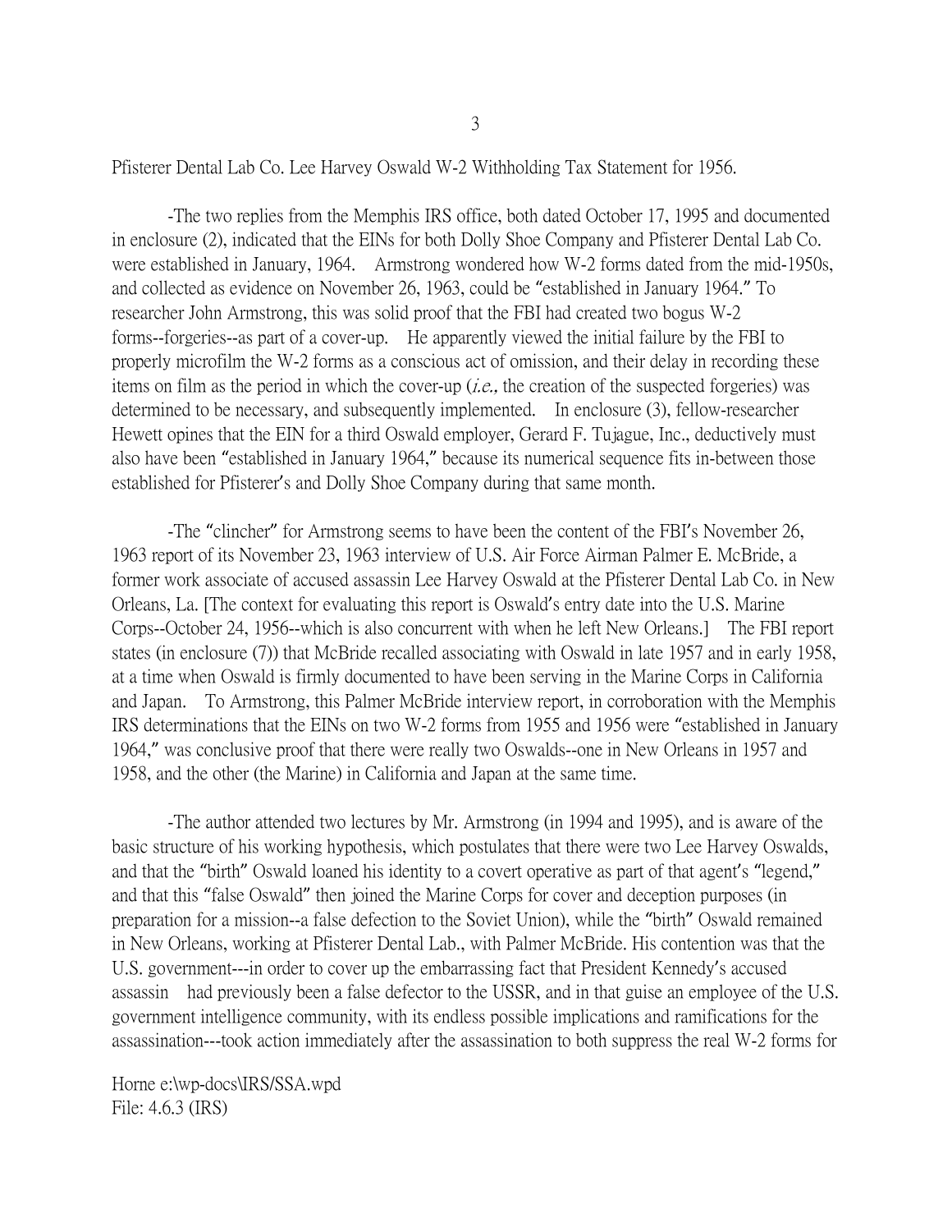Pfisterer Dental Lab Co. Lee Harvey Oswald W-2 Withholding Tax Statement for 1956.

-The two replies from the Memphis IRS office, both dated October 17, 1995 and documented in enclosure (2), indicated that the EINs for both Dolly Shoe Company and Pfisterer Dental Lab Co. were established in January, 1964. Armstrong wondered how W-2 forms dated from the mid-1950s, and collected as evidence on November 26, 1963, could be "established in January 1964." To researcher John Armstrong, this was solid proof that the FBI had created two bogus W-2 forms--forgeries--as part of a cover-up. He apparently viewed the initial failure by the FBI to properly microfilm the W-2 forms as a conscious act of omission, and their delay in recording these items on film as the period in which the cover-up (*i.e.,* the creation of the suspected forgeries) was determined to be necessary, and subsequently implemented. In enclosure (3), fellow-researcher Hewett opines that the EIN for a third Oswald employer, Gerard F. Tujague, Inc., deductively must also have been "established in January 1964," because its numerical sequence fits in-between those established for Pfisterer's and Dolly Shoe Company during that same month.

-The "clincher" for Armstrong seems to have been the content of the FBI's November 26, 1963 report of its November 23, 1963 interview of U.S. Air Force Airman Palmer E. McBride, a former work associate of accused assassin Lee Harvey Oswald at the Pfisterer Dental Lab Co. in New Orleans, La. [The context for evaluating this report is Oswald's entry date into the U.S. Marine Corps--October 24, 1956--which is also concurrent with when he left New Orleans.] The FBI report states (in enclosure (7)) that McBride recalled associating with Oswald in late 1957 and in early 1958, at a time when Oswald is firmly documented to have been serving in the Marine Corps in California and Japan. To Armstrong, this Palmer McBride interview report, in corroboration with the Memphis IRS determinations that the EINs on two W-2 forms from 1955 and 1956 were "established in January 1964," was conclusive proof that there were really two Oswalds--one in New Orleans in 1957 and 1958, and the other (the Marine) in California and Japan at the same time.

-The author attended two lectures by Mr. Armstrong (in 1994 and 1995), and is aware of the basic structure of his working hypothesis, which postulates that there were two Lee Harvey Oswalds, and that the "birth" Oswald loaned his identity to a covert operative as part of that agent's "legend," and that this "false Oswald" then joined the Marine Corps for cover and deception purposes (in preparation for a mission--a false defection to the Soviet Union), while the "birth" Oswald remained in New Orleans, working at Pfisterer Dental Lab., with Palmer McBride. His contention was that the U.S. government---in order to cover up the embarrassing fact that President Kennedy's accused assassin had previously been a false defector to the USSR, and in that guise an employee of the U.S. government intelligence community, with its endless possible implications and ramifications for the assassination---took action immediately after the assassination to both suppress the real W-2 forms for

Horne e:\wp-docs\IRS/SSA.wpd
File: 4.6.3 (IRS)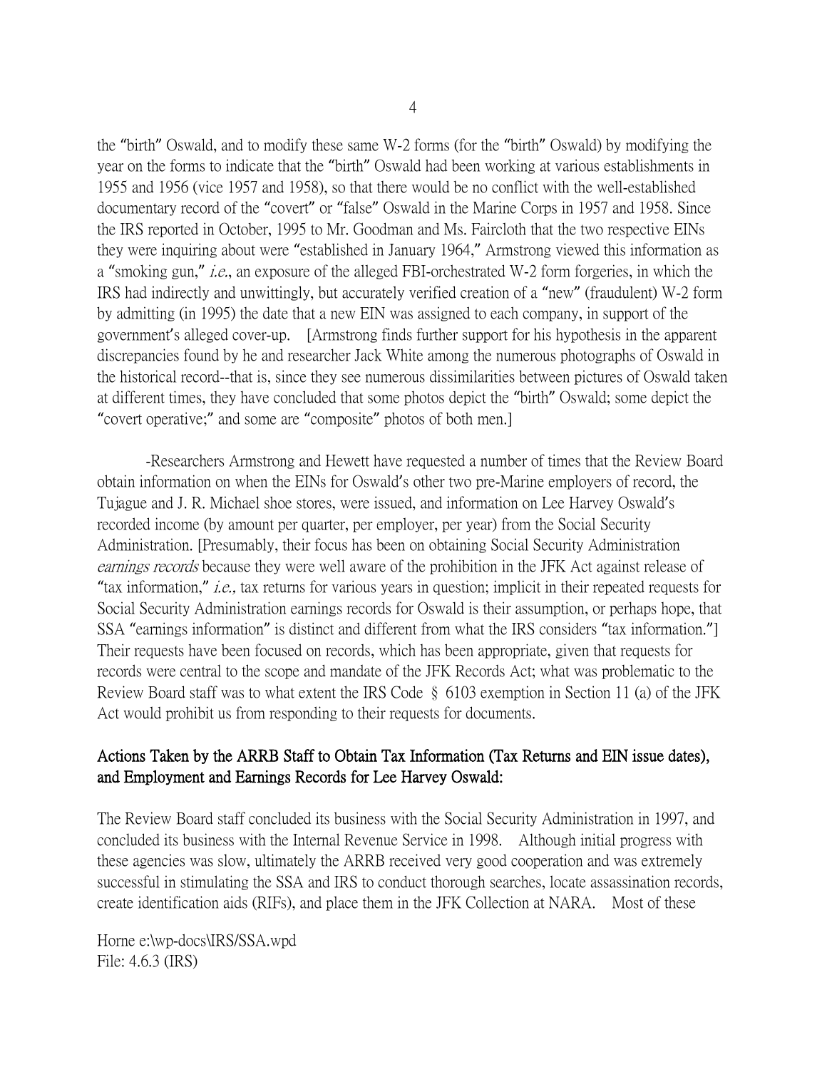the "birth" Oswald, and to modify these same W-2 forms (for the "birth" Oswald) by modifying the year on the forms to indicate that the "birth" Oswald had been working at various establishments in 1955 and 1956 (vice 1957 and 1958), so that there would be no conflict with the well-established documentary record of the "covert" or "false" Oswald in the Marine Corps in 1957 and 1958. Since the IRS reported in October, 1995 to Mr. Goodman and Ms. Faircloth that the two respective EINs they were inquiring about were "established in January 1964," Armstrong viewed this information as a "smoking gun," *i.e.*, an exposure of the alleged FBI-orchestrated W-2 form forgeries, in which the IRS had indirectly and unwittingly, but accurately verified creation of a "new" (fraudulent) W-2 form by admitting (in 1995) the date that a new EIN was assigned to each company, in support of the government's alleged cover-up. [Armstrong finds further support for his hypothesis in the apparent discrepancies found by he and researcher Jack White among the numerous photographs of Oswald in the historical record--that is, since they see numerous dissimilarities between pictures of Oswald taken at different times, they have concluded that some photos depict the "birth" Oswald; some depict the "covert operative;" and some are "composite" photos of both men.]

-Researchers Armstrong and Hewett have requested a number of times that the Review Board obtain information on when the EINs for Oswald's other two pre-Marine employers of record, the Tujague and J. R. Michael shoe stores, were issued, and information on Lee Harvey Oswald's recorded income (by amount per quarter, per employer, per year) from the Social Security Administration. [Presumably, their focus has been on obtaining Social Security Administration *earnings records* because they were well aware of the prohibition in the JFK Act against release of "tax information," *i.e.*, tax returns for various years in question; implicit in their repeated requests for Social Security Administration earnings records for Oswald is their assumption, or perhaps hope, that SSA "earnings information" is distinct and different from what the IRS considers "tax information."] Their requests have been focused on records, which has been appropriate, given that requests for records were central to the scope and mandate of the JFK Records Act; what was problematic to the Review Board staff was to what extent the IRS Code § 6103 exemption in Section 11 (a) of the JFK Act would prohibit us from responding to their requests for documents.

## Actions Taken by the ARRB Staff to Obtain Tax Information (Tax Returns and EIN issue dates), and Employment and Earnings Records for Lee Harvey Oswald:

The Review Board staff concluded its business with the Social Security Administration in 1997, and concluded its business with the Internal Revenue Service in 1998. Although initial progress with these agencies was slow, ultimately the ARRB received very good cooperation and was extremely successful in stimulating the SSA and IRS to conduct thorough searches, locate assassination records, create identification aids (RIFs), and place them in the JFK Collection at NARA. Most of these

Horne e:\wp-docs\IRS/SSA.wpd
File: 4.6.3 (IRS)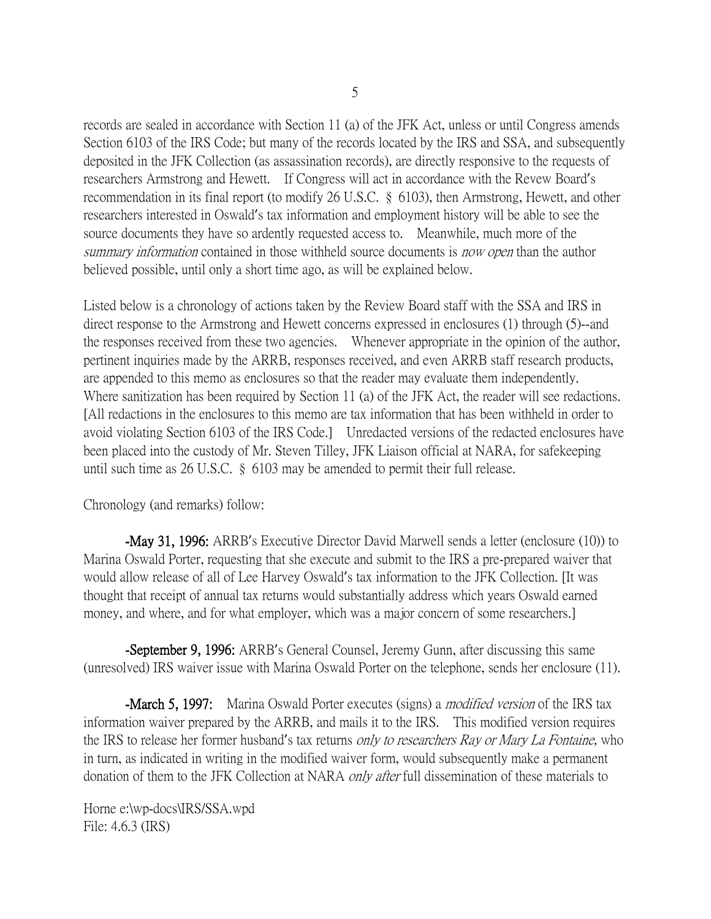records are sealed in accordance with Section 11 (a) of the JFK Act, unless or until Congress amends Section 6103 of the IRS Code; but many of the records located by the IRS and SSA, and subsequently deposited in the JFK Collection (as assassination records), are directly responsive to the requests of researchers Armstrong and Hewett. If Congress will act in accordance with the Revew Board's recommendation in its final report (to modify 26 U.S.C. § 6103), then Armstrong, Hewett, and other researchers interested in Oswald's tax information and employment history will be able to see the source documents they have so ardently requested access to. Meanwhile, much more of the *summary information* contained in those withheld source documents is *now open* than the author believed possible, until only a short time ago, as will be explained below.

Listed below is a chronology of actions taken by the Review Board staff with the SSA and IRS in direct response to the Armstrong and Hewett concerns expressed in enclosures (1) through (5)--and the responses received from these two agencies. Whenever appropriate in the opinion of the author, pertinent inquiries made by the ARRB, responses received, and even ARRB staff research products, are appended to this memo as enclosures so that the reader may evaluate them independently. Where sanitization has been required by Section 11 (a) of the JFK Act, the reader will see redactions. [All redactions in the enclosures to this memo are tax information that has been withheld in order to avoid violating Section 6103 of the IRS Code.] Unredacted versions of the redacted enclosures have been placed into the custody of Mr. Steven Tilley, JFK Liaison official at NARA, for safekeeping until such time as 26 U.S.C. § 6103 may be amended to permit their full release.

Chronology (and remarks) follow:

**-May 31, 1996:** ARRB's Executive Director David Marwell sends a letter (enclosure (10)) to Marina Oswald Porter, requesting that she execute and submit to the IRS a pre-prepared waiver that would allow release of all of Lee Harvey Oswald's tax information to the JFK Collection. [It was thought that receipt of annual tax returns would substantially address which years Oswald earned money, and where, and for what employer, which was a major concern of some researchers.]

**-September 9, 1996:** ARRB's General Counsel, Jeremy Gunn, after discussing this same (unresolved) IRS waiver issue with Marina Oswald Porter on the telephone, sends her enclosure (11).

**-March 5, 1997:** Marina Oswald Porter executes (signs) a *modified version* of the IRS tax information waiver prepared by the ARRB, and mails it to the IRS. This modified version requires the IRS to release her former husband's tax returns *only to researchers Ray or Mary La Fontaine,* who in turn, as indicated in writing in the modified waiver form, would subsequently make a permanent donation of them to the JFK Collection at NARA *only after* full dissemination of these materials to

Horne e:\wp-docs\IRS/SSA.wpd
File: 4.6.3 (IRS)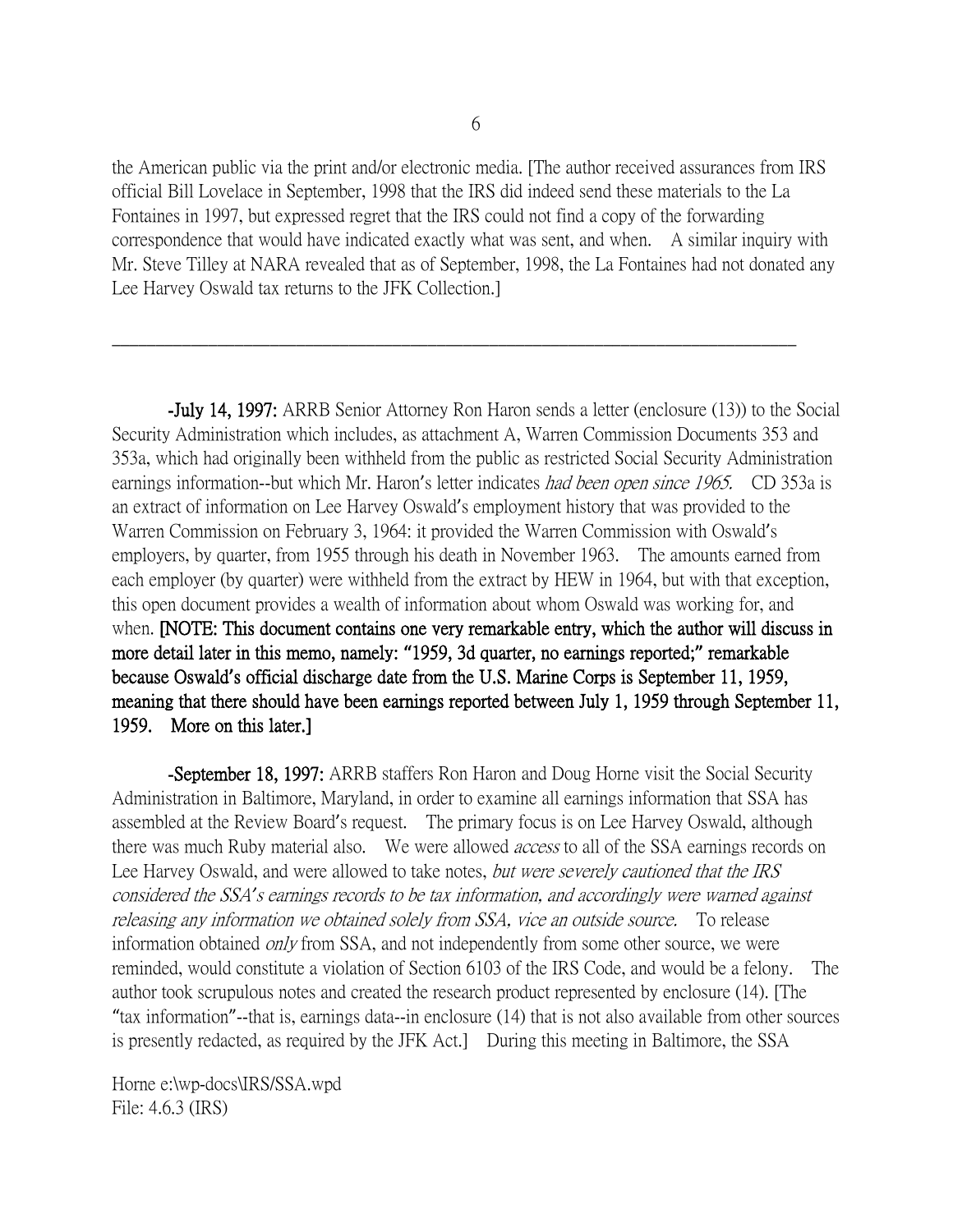the American public via the print and/or electronic media. [The author received assurances from IRS official Bill Lovelace in September, 1998 that the IRS did indeed send these materials to the La Fontaines in 1997, but expressed regret that the IRS could not find a copy of the forwarding correspondence that would have indicated exactly what was sent, and when. A similar inquiry with Mr. Steve Tilley at NARA revealed that as of September, 1998, the La Fontaines had not donated any Lee Harvey Oswald tax returns to the JFK Collection.]

---

**-July 14, 1997:** ARRB Senior Attorney Ron Haron sends a letter (enclosure (13)) to the Social Security Administration which includes, as attachment A, Warren Commission Documents 353 and 353a, which had originally been withheld from the public as restricted Social Security Administration earnings information--but which Mr. Haron's letter indicates *had been open since 1965.* CD 353a is an extract of information on Lee Harvey Oswald's employment history that was provided to the Warren Commission on February 3, 1964: it provided the Warren Commission with Oswald's employers, by quarter, from 1955 through his death in November 1963. The amounts earned from each employer (by quarter) were withheld from the extract by HEW in 1964, but with that exception, this open document provides a wealth of information about whom Oswald was working for, and when. **[NOTE: This document contains one very remarkable entry, which the author will discuss in more detail later in this memo, namely: "1959, 3d quarter, no earnings reported;" remarkable because Oswald's official discharge date from the U.S. Marine Corps is September 11, 1959, meaning that there should have been earnings reported between July 1, 1959 through September 11, 1959. More on this later.]**

**-September 18, 1997:** ARRB staffers Ron Haron and Doug Horne visit the Social Security Administration in Baltimore, Maryland, in order to examine all earnings information that SSA has assembled at the Review Board's request. The primary focus is on Lee Harvey Oswald, although there was much Ruby material also. We were allowed *access* to all of the SSA earnings records on Lee Harvey Oswald, and were allowed to take notes, *but were severely cautioned that the IRS considered the SSA's earnings records to be tax information, and accordingly were warned against releasing any information we obtained solely from SSA, vice an outside source.* To release information obtained *only* from SSA, and not independently from some other source, we were reminded, would constitute a violation of Section 6103 of the IRS Code, and would be a felony. The author took scrupulous notes and created the research product represented by enclosure (14). [The "tax information"--that is, earnings data--in enclosure (14) that is not also available from other sources is presently redacted, as required by the JFK Act.] During this meeting in Baltimore, the SSA

Horne e:\wp-docs\IRS/SSA.wpd
File: 4.6.3 (IRS)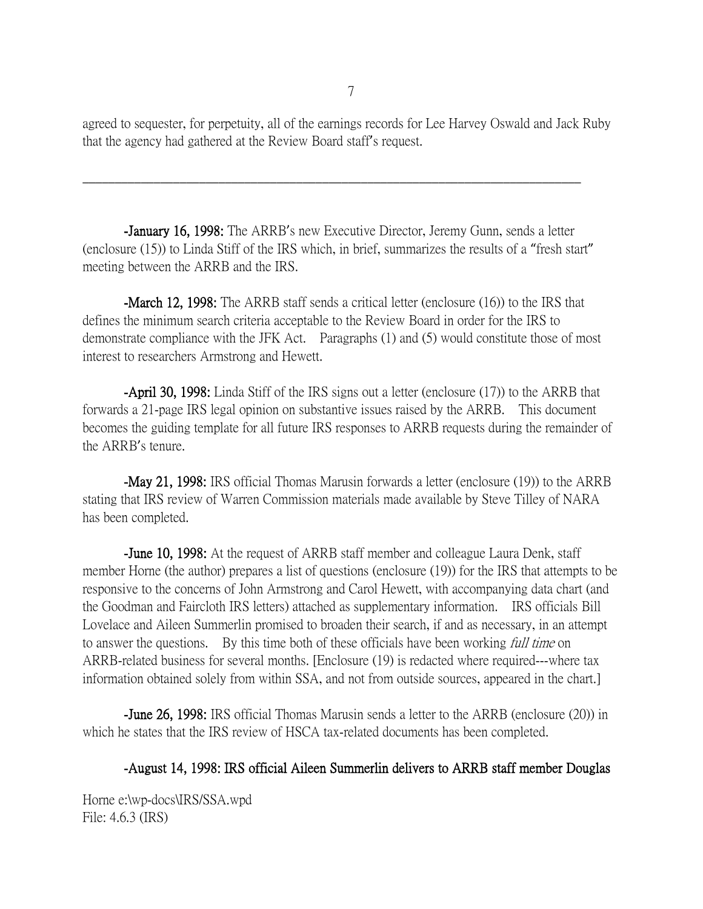agreed to sequester, for perpetuity, all of the earnings records for Lee Harvey Oswald and Jack Ruby that the agency had gathered at the Review Board staff's request.

---

**-January 16, 1998:** The ARRB's new Executive Director, Jeremy Gunn, sends a letter (enclosure (15)) to Linda Stiff of the IRS which, in brief, summarizes the results of a "fresh start" meeting between the ARRB and the IRS.

**-March 12, 1998:** The ARRB staff sends a critical letter (enclosure (16)) to the IRS that defines the minimum search criteria acceptable to the Review Board in order for the IRS to demonstrate compliance with the JFK Act. Paragraphs (1) and (5) would constitute those of most interest to researchers Armstrong and Hewett.

**-April 30, 1998:** Linda Stiff of the IRS signs out a letter (enclosure (17)) to the ARRB that forwards a 21-page IRS legal opinion on substantive issues raised by the ARRB. This document becomes the guiding template for all future IRS responses to ARRB requests during the remainder of the ARRB's tenure.

**-May 21, 1998:** IRS official Thomas Marusin forwards a letter (enclosure (19)) to the ARRB stating that IRS review of Warren Commission materials made available by Steve Tilley of NARA has been completed.

**-June 10, 1998:** At the request of ARRB staff member and colleague Laura Denk, staff member Horne (the author) prepares a list of questions (enclosure (19)) for the IRS that attempts to be responsive to the concerns of John Armstrong and Carol Hewett, with accompanying data chart (and the Goodman and Faircloth IRS letters) attached as supplementary information. IRS officials Bill Lovelace and Aileen Summerlin promised to broaden their search, if and as necessary, in an attempt to answer the questions. By this time both of these officials have been working *full time* on ARRB-related business for several months. [Enclosure (19) is redacted where required---where tax information obtained solely from within SSA, and not from outside sources, appeared in the chart.]

**-June 26, 1998:** IRS official Thomas Marusin sends a letter to the ARRB (enclosure (20)) in which he states that the IRS review of HSCA tax-related documents has been completed.

**-August 14, 1998: IRS official Aileen Summerlin delivers to ARRB staff member Douglas**

Horne e:\wp-docs\IRS/SSA.wpd
File: 4.6.3 (IRS)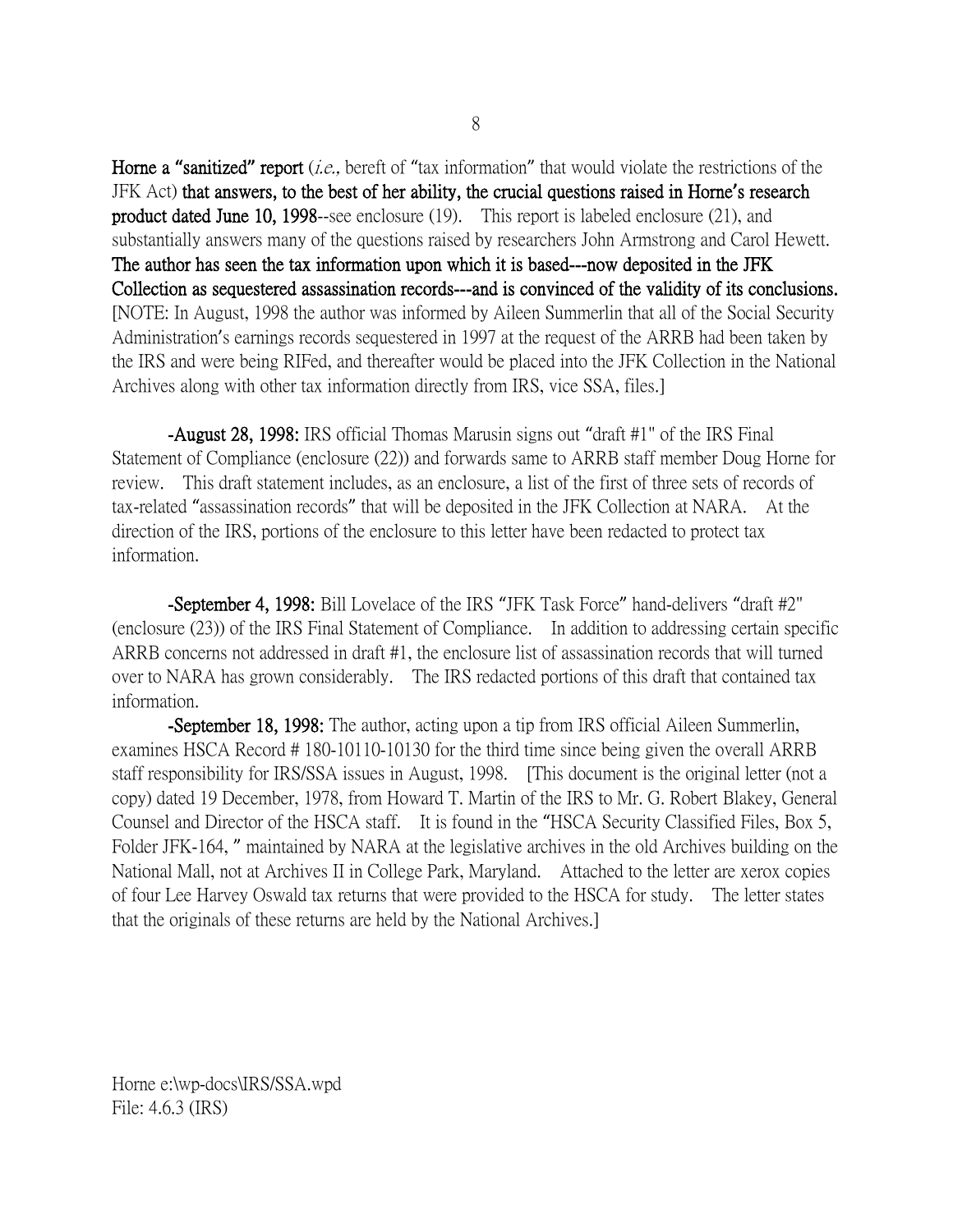**Horne a "sanitized" report** (*i.e.,* bereft of "tax information" that would violate the restrictions of the JFK Act) **that answers, to the best of her ability, the crucial questions raised in Horne's research product dated June 10, 1998**--see enclosure (19). This report is labeled enclosure (21), and substantially answers many of the questions raised by researchers John Armstrong and Carol Hewett. **The author has seen the tax information upon which it is based---now deposited in the JFK Collection as sequestered assassination records---and is convinced of the validity of its conclusions.** [NOTE: In August, 1998 the author was informed by Aileen Summerlin that all of the Social Security Administration's earnings records sequestered in 1997 at the request of the ARRB had been taken by the IRS and were being RIFed, and thereafter would be placed into the JFK Collection in the National Archives along with other tax information directly from IRS, vice SSA, files.]

**-August 28, 1998:** IRS official Thomas Marusin signs out "draft #1" of the IRS Final Statement of Compliance (enclosure (22)) and forwards same to ARRB staff member Doug Horne for review. This draft statement includes, as an enclosure, a list of the first of three sets of records of tax-related "assassination records" that will be deposited in the JFK Collection at NARA. At the direction of the IRS, portions of the enclosure to this letter have been redacted to protect tax information.

**-September 4, 1998:** Bill Lovelace of the IRS "JFK Task Force" hand-delivers "draft #2" (enclosure (23)) of the IRS Final Statement of Compliance. In addition to addressing certain specific ARRB concerns not addressed in draft #1, the enclosure list of assassination records that will turned over to NARA has grown considerably. The IRS redacted portions of this draft that contained tax information.

**-September 18, 1998:** The author, acting upon a tip from IRS official Aileen Summerlin, examines HSCA Record # 180-10110-10130 for the third time since being given the overall ARRB staff responsibility for IRS/SSA issues in August, 1998. [This document is the original letter (not a copy) dated 19 December, 1978, from Howard T. Martin of the IRS to Mr. G. Robert Blakey, General Counsel and Director of the HSCA staff. It is found in the "HSCA Security Classified Files, Box 5, Folder JFK-164, " maintained by NARA at the legislative archives in the old Archives building on the National Mall, not at Archives II in College Park, Maryland. Attached to the letter are xerox copies of four Lee Harvey Oswald tax returns that were provided to the HSCA for study. The letter states that the originals of these returns are held by the National Archives.]

Horne e:\wp-docs\IRS/SSA.wpd
File: 4.6.3 (IRS)